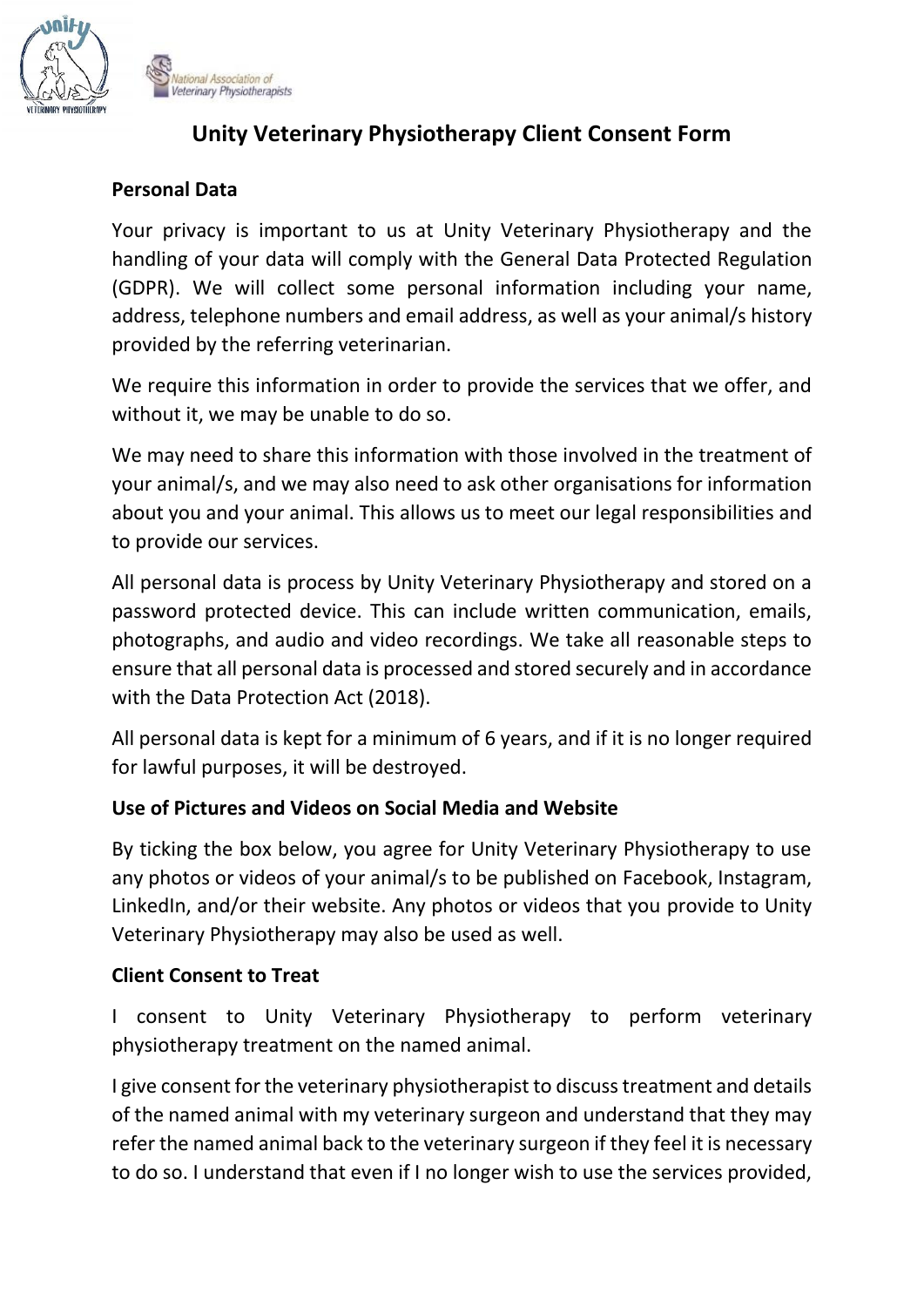# Unity Veterinary Physiotherapy Client Consent Form

**Personal Data**

Your privacy is important to us at Unity Veterinary Physiotherapy and the handling of your data will comply with the General Data Protected Regulation (GDPR). We will collect some personal information including your name, address, telephone numbers and email address, as well as your animal/s history provided by the referring veterinarian.

We require this information in order to provide the services that we offer, and without it, we may be unable to do so.

We may need to share this information with those involved in the treatment of your animal/s, and we may also need to ask other organisations for information about you and your animal. This allows us to meet our legal responsibilities and to provide our services.

All personal data is process by Unity Veterinary Physiotherapy and stored on a password protected device. This can include written communication, emails, photographs, and audio and video recordings. We take all reasonable steps to ensure that all personal data is processed and stored securely and in accordance with the Data Protection Act (2018).

All personal data is kept for a minimum of 6 years, and if it is no longer required for lawful purposes, it will be destroyed.

**Use of Pictures and Videos on Social Media and Website**

By ticking the box below, you agree for Unity Veterinary Physiotherapy to use any photos or videos of your animal/s to be published on Facebook, Instagram, LinkedIn, and/or their website. Any photos or videos that you provide to Unity Veterinary Physiotherapy may also be used as well.

**Client Consent to Treat**

I consent to Unity Veterinary Physiotherapy to perform veterinary physiotherapy treatment on the named animal.

I give consent for the veterinary physiotherapist to discuss treatment and details of the named animal with my veterinary surgeon and understand that they may refer the named animal back to the veterinary surgeon if they feel it is necessary to do so. I understand that even if I no longer wish to use the services provided,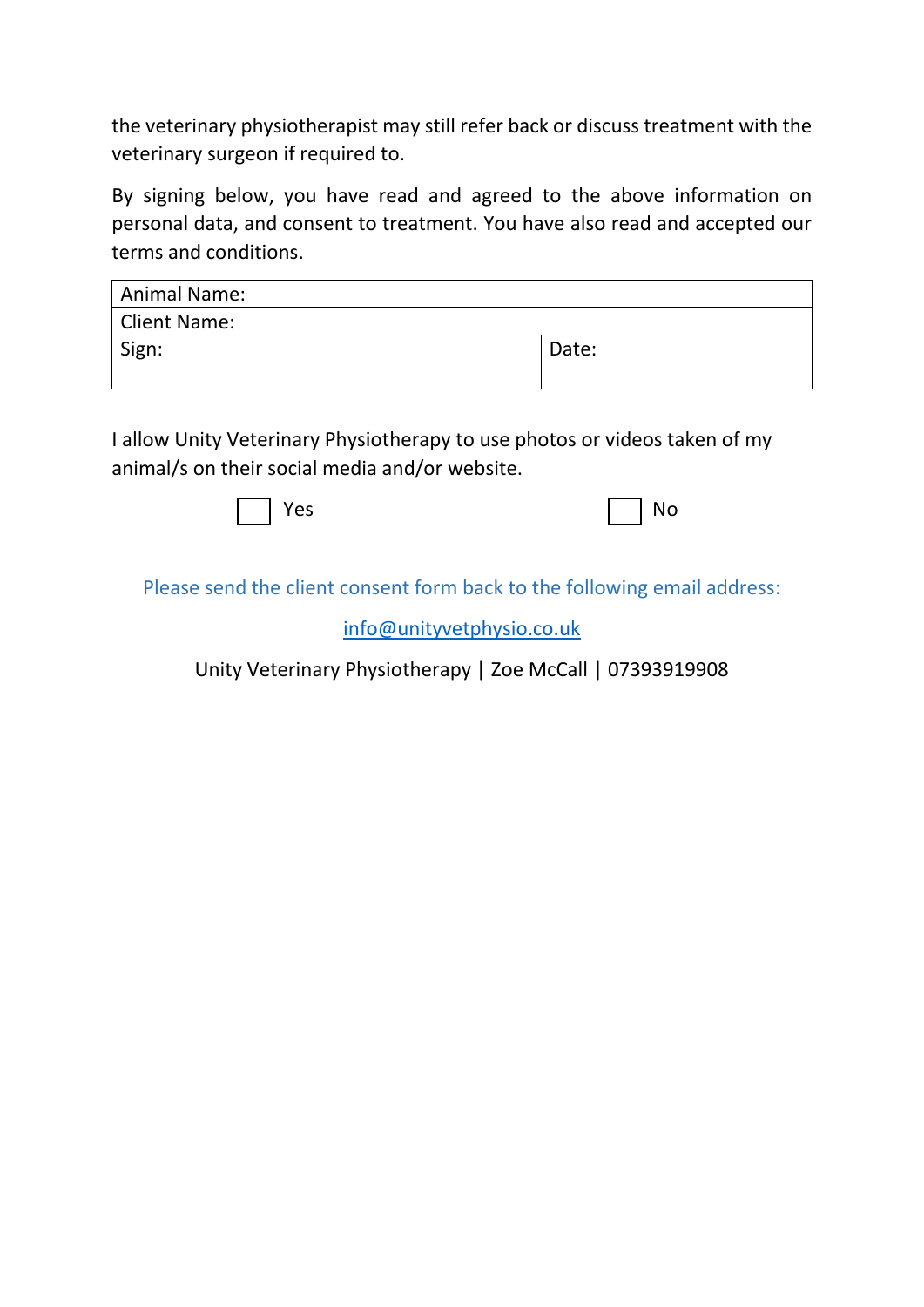the veterinary physiotherapist may still refer back or discuss treatment with the veterinary surgeon if required to.

By signing below, you have read and agreed to the above information on personal data, and consent to treatment. You have also read and accepted our terms and conditions.

| | |
|---|---|
| Animal Name: | |
| Client Name: | |
| Sign: | Date: |

I allow Unity Veterinary Physiotherapy to use photos or videos taken of my animal/s on their social media and/or website.

☐ Yes ☐ No

Please send the client consent form back to the following email address:

info@unityvetphysio.co.uk

Unity Veterinary Physiotherapy | Zoe McCall | 07393919908